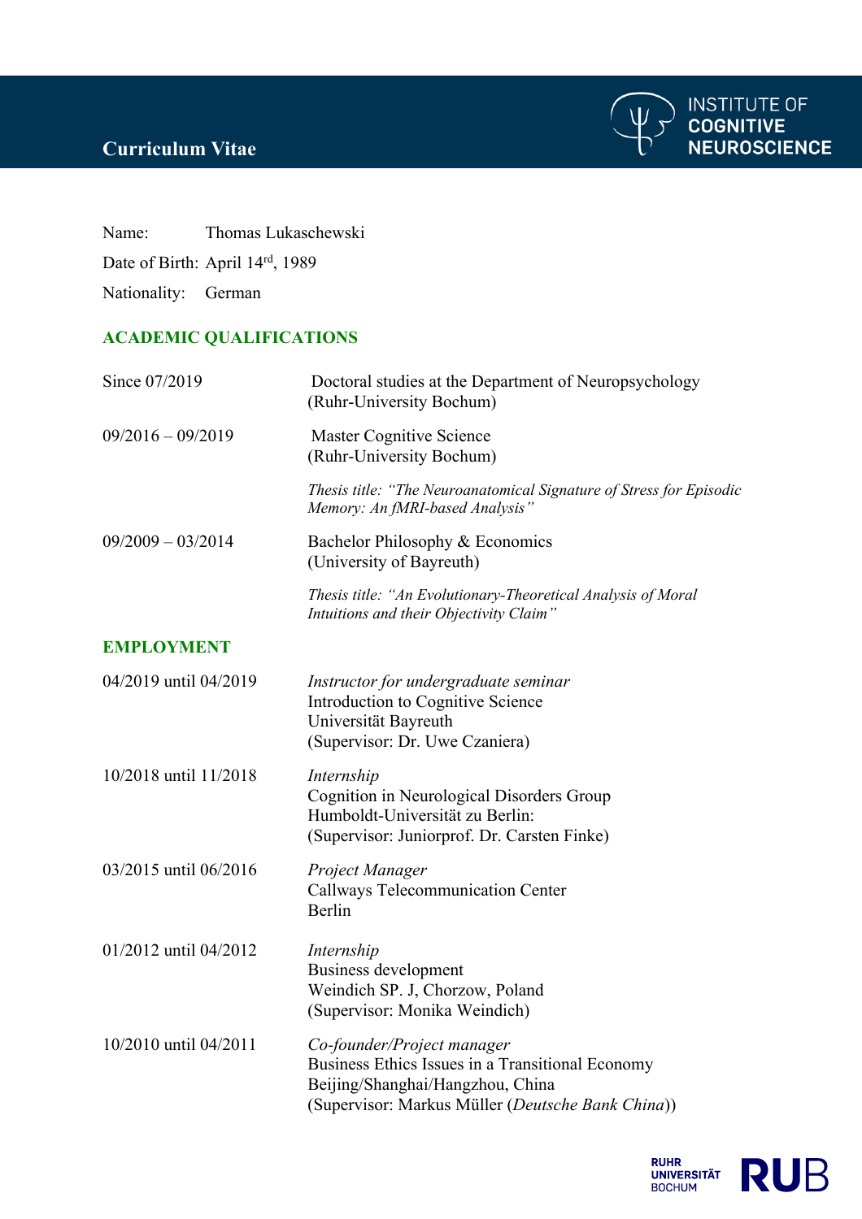# Curriculum Vitae

INSTITUTE OF COGNITIVE NEUROSCIENCE

Name: Thomas Lukaschewski

Date of Birth: April 14rd, 1989

Nationality: German

## ACADEMIC QUALIFICATIONS

| | |
|---|---|
| Since 07/2019 | Doctoral studies at the Department of Neuropsychology (Ruhr-University Bochum) |
| 09/2016 – 09/2019 | Master Cognitive Science (Ruhr-University Bochum)<br><br>*Thesis title: "The Neuroanatomical Signature of Stress for Episodic Memory: An fMRI-based Analysis"* |
| 09/2009 – 03/2014 | Bachelor Philosophy & Economics (University of Bayreuth)<br><br>*Thesis title: "An Evolutionary-Theoretical Analysis of Moral Intuitions and their Objectivity Claim"* |

## EMPLOYMENT

| | |
|---|---|
| 04/2019 until 04/2019 | *Instructor for undergraduate seminar*<br>Introduction to Cognitive Science<br>Universität Bayreuth<br>(Supervisor: Dr. Uwe Czaniera) |
| 10/2018 until 11/2018 | *Internship*<br>Cognition in Neurological Disorders Group<br>Humboldt-Universität zu Berlin:<br>(Supervisor: Juniorprof. Dr. Carsten Finke) |
| 03/2015 until 06/2016 | *Project Manager*<br>Callways Telecommunication Center<br>Berlin |
| 01/2012 until 04/2012 | *Internship*<br>Business development<br>Weindich SP. J, Chorzow, Poland<br>(Supervisor: Monika Weindich) |
| 10/2010 until 04/2011 | *Co-founder/Project manager*<br>Business Ethics Issues in a Transitional Economy<br>Beijing/Shanghai/Hangzhou, China<br>(Supervisor: Markus Müller (*Deutsche Bank China*)) |

RUHR UNIVERSITÄT BOCHUM RUB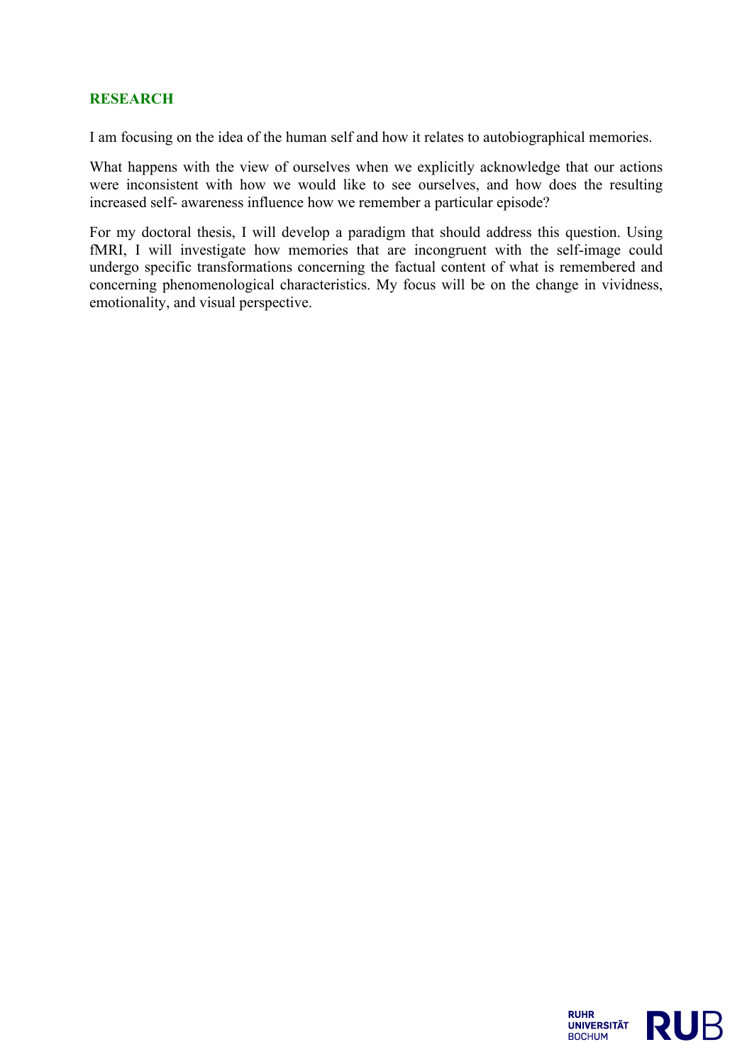## RESEARCH

I am focusing on the idea of the human self and how it relates to autobiographical memories.

What happens with the view of ourselves when we explicitly acknowledge that our actions were inconsistent with how we would like to see ourselves, and how does the resulting increased self- awareness influence how we remember a particular episode?

For my doctoral thesis, I will develop a paradigm that should address this question. Using fMRI, I will investigate how memories that are incongruent with the self-image could undergo specific transformations concerning the factual content of what is remembered and concerning phenomenological characteristics. My focus will be on the change in vividness, emotionality, and visual perspective.